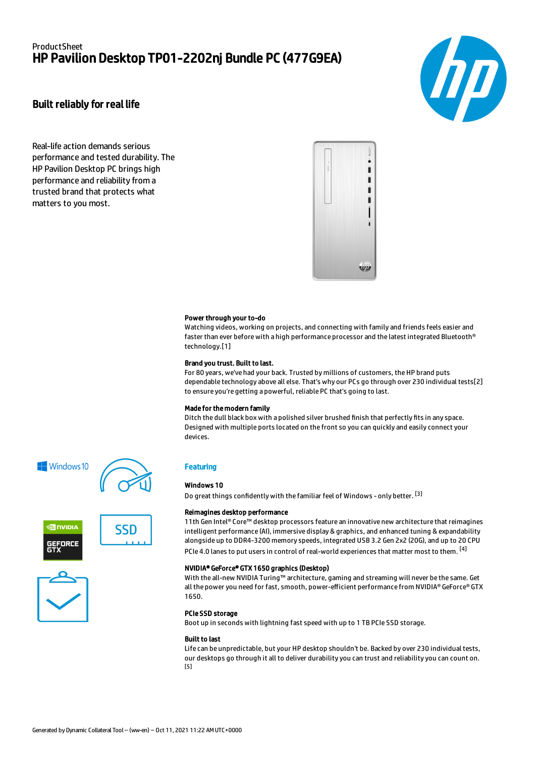ProductSheet

# HP Pavilion Desktop TP01-2202nj Bundle PC (477G9EA)

## Built reliably for real life

Real-life action demands serious performance and tested durability. The HP Pavilion Desktop PC brings high performance and reliability from a trusted brand that protects what matters to you most.

**Power through your to-do**

Watching videos, working on projects, and connecting with family and friends feels easier and faster than ever before with a high performance processor and the latest integrated Bluetooth® technology.[1]

**Brand you trust. Built to last.**

For 80 years, we've had your back. Trusted by millions of customers, the HP brand puts dependable technology above all else. That's why our PCs go through over 230 individual tests[2] to ensure you're getting a powerful, reliable PC that's going to last.

**Made for the modern family**

Ditch the dull black box with a polished silver brushed finish that perfectly fits in any space. Designed with multiple ports located on the front so you can quickly and easily connect your devices.

### Featuring

**Windows 10**

Do great things confidently with the familiar feel of Windows - only better. [3]

**Reimagines desktop performance**

11th Gen Intel® Core™ desktop processors feature an innovative new architecture that reimagines intelligent performance (AI), immersive display & graphics, and enhanced tuning & expandability alongside up to DDR4-3200 memory speeds, integrated USB 3.2 Gen 2x2 (20G), and up to 20 CPU PCIe 4.0 lanes to put users in control of real-world experiences that matter most to them. [4]

**NVIDIA® GeForce® GTX 1650 graphics (Desktop)**

With the all-new NVIDIA Turing™ architecture, gaming and streaming will never be the same. Get all the power you need for fast, smooth, power-efficient performance from NVIDIA® GeForce® GTX 1650.

**PCIe SSD storage**

Boot up in seconds with lightning fast speed with up to 1 TB PCIe SSD storage.

**Built to last**

Life can be unpredictable, but your HP desktop shouldn't be. Backed by over 230 individual tests, our desktops go through it all to deliver durability you can trust and reliability you can count on. [5]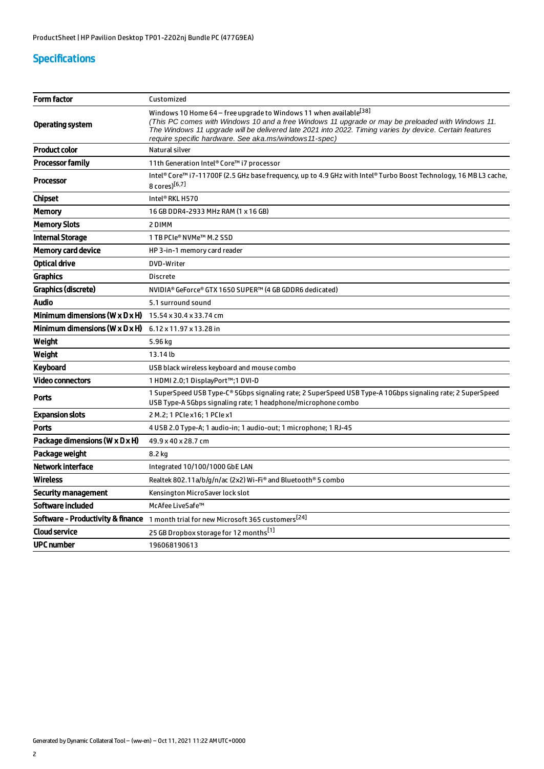## Specifications

| Form factor | Customized |
|---|---|
| Operating system | Windows 10 Home 64 – free upgrade to Windows 11 when available[38]<br>*(This PC comes with Windows 10 and a free Windows 11 upgrade or may be preloaded with Windows 11. The Windows 11 upgrade will be delivered late 2021 into 2022. Timing varies by device. Certain features require specific hardware. See aka.ms/windows11-spec)* |
| Product color | Natural silver |
| Processor family | 11th Generation Intel® Core™ i7 processor |
| Processor | Intel® Core™ i7-11700F (2.5 GHz base frequency, up to 4.9 GHz with Intel® Turbo Boost Technology, 16 MB L3 cache, 8 cores)[6,7] |
| Chipset | Intel® RKL H570 |
| Memory | 16 GB DDR4-2933 MHz RAM (1 x 16 GB) |
| Memory Slots | 2 DIMM |
| Internal Storage | 1 TB PCIe® NVMe™ M.2 SSD |
| Memory card device | HP 3-in-1 memory card reader |
| Optical drive | DVD-Writer |
| Graphics | Discrete |
| Graphics (discrete) | NVIDIA® GeForce® GTX 1650 SUPER™ (4 GB GDDR6 dedicated) |
| Audio | 5.1 surround sound |
| Minimum dimensions (W x D x H) | 15.54 x 30.4 x 33.74 cm |
| Minimum dimensions (W x D x H) | 6.12 x 11.97 x 13.28 in |
| Weight | 5.96 kg |
| Weight | 13.14 lb |
| Keyboard | USB black wireless keyboard and mouse combo |
| Video connectors | 1 HDMI 2.0;1 DisplayPort™;1 DVI-D |
| Ports | 1 SuperSpeed USB Type-C® 5Gbps signaling rate; 2 SuperSpeed USB Type-A 10Gbps signaling rate; 2 SuperSpeed USB Type-A 5Gbps signaling rate; 1 headphone/microphone combo |
| Expansion slots | 2 M.2; 1 PCIe x16; 1 PCIe x1 |
| Ports | 4 USB 2.0 Type-A; 1 audio-in; 1 audio-out; 1 microphone; 1 RJ-45 |
| Package dimensions (W x D x H) | 49.9 x 40 x 28.7 cm |
| Package weight | 8.2 kg |
| Network interface | Integrated 10/100/1000 GbE LAN |
| Wireless | Realtek 802.11a/b/g/n/ac (2x2) Wi-Fi® and Bluetooth® 5 combo |
| Security management | Kensington MicroSaver lock slot |
| Software included | McAfee LiveSafe™ |
| Software - Productivity & finance | 1 month trial for new Microsoft 365 customers[24] |
| Cloud service | 25 GB Dropbox storage for 12 months[1] |
| UPC number | 196068190613 |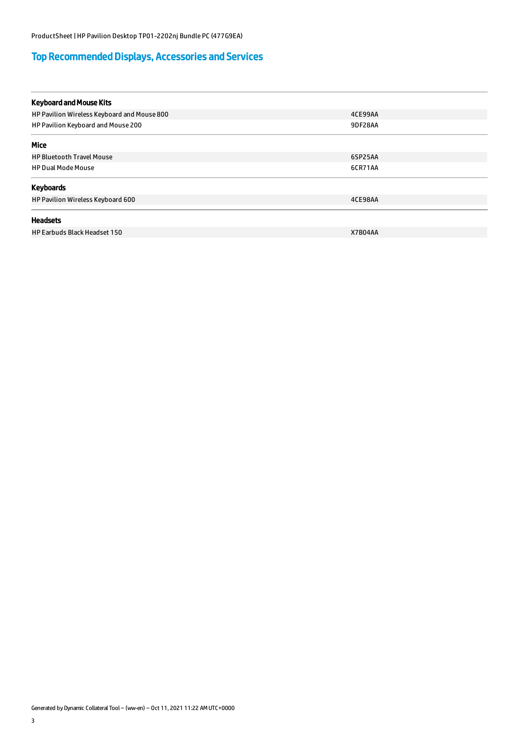## Top Recommended Displays, Accessories and Services

### Keyboard and Mouse Kits

| | |
|---|---|
| HP Pavilion Wireless Keyboard and Mouse 800 | 4CE99AA |
| HP Pavilion Keyboard and Mouse 200 | 9DF28AA |

### Mice

| | |
|---|---|
| HP Bluetooth Travel Mouse | 6SP25AA |
| HP Dual Mode Mouse | 6CR71AA |

### Keyboards

| | |
|---|---|
| HP Pavilion Wireless Keyboard 600 | 4CE98AA |

### Headsets

| | |
|---|---|
| HP Earbuds Black Headset 150 | X7B04AA |

Generated by Dynamic Collateral Tool – (ww-en) – Oct 11, 2021 11:22 AM UTC+0000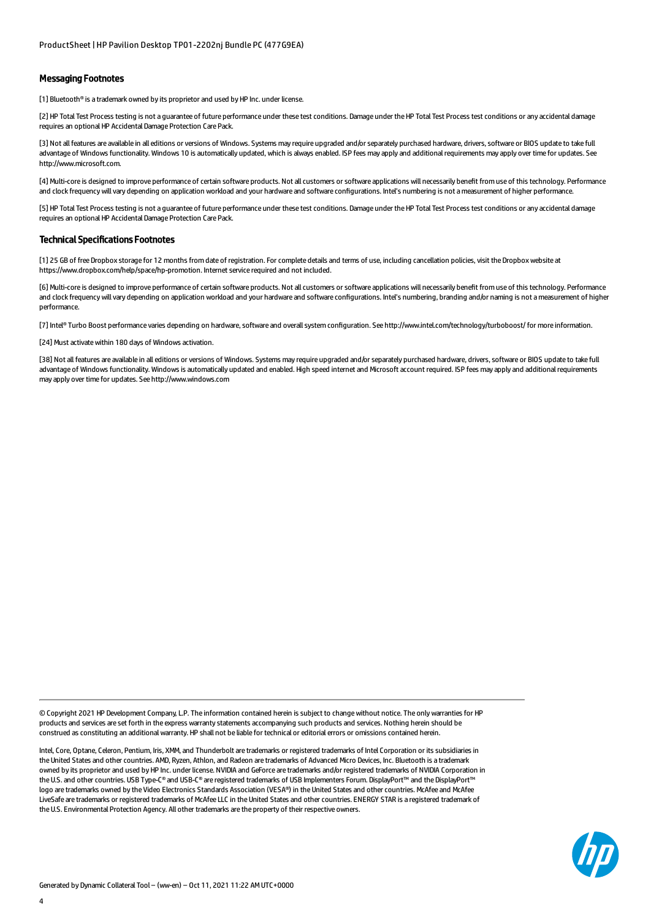## Messaging Footnotes

[1] Bluetooth® is a trademark owned by its proprietor and used by HP Inc. under license.

[2] HP Total Test Process testing is not a guarantee of future performance under these test conditions. Damage under the HP Total Test Process test conditions or any accidental damage requires an optional HP Accidental Damage Protection Care Pack.

[3] Not all features are available in all editions or versions of Windows. Systems may require upgraded and/or separately purchased hardware, drivers, software or BIOS update to take full advantage of Windows functionality. Windows 10 is automatically updated, which is always enabled. ISP fees may apply and additional requirements may apply over time for updates. See http://www.microsoft.com.

[4] Multi-core is designed to improve performance of certain software products. Not all customers or software applications will necessarily benefit from use of this technology. Performance and clock frequency will vary depending on application workload and your hardware and software configurations. Intel's numbering is not a measurement of higher performance.

[5] HP Total Test Process testing is not a guarantee of future performance under these test conditions. Damage under the HP Total Test Process test conditions or any accidental damage requires an optional HP Accidental Damage Protection Care Pack.

## Technical Specifications Footnotes

[1] 25 GB of free Dropbox storage for 12 months from date of registration. For complete details and terms of use, including cancellation policies, visit the Dropbox website at https://www.dropbox.com/help/space/hp-promotion. Internet service required and not included.

[6] Multi-core is designed to improve performance of certain software products. Not all customers or software applications will necessarily benefit from use of this technology. Performance and clock frequency will vary depending on application workload and your hardware and software configurations. Intel's numbering, branding and/or naming is not a measurement of higher performance.

[7] Intel® Turbo Boost performance varies depending on hardware, software and overall system configuration. See http://www.intel.com/technology/turboboost/ for more information.

[24] Must activate within 180 days of Windows activation.

[38] Not all features are available in all editions or versions of Windows. Systems may require upgraded and/or separately purchased hardware, drivers, software or BIOS update to take full advantage of Windows functionality. Windows is automatically updated and enabled. High speed internet and Microsoft account required. ISP fees may apply and additional requirements may apply over time for updates. See http://www.windows.com

---

© Copyright 2021 HP Development Company, L.P. The information contained herein is subject to change without notice. The only warranties for HP products and services are set forth in the express warranty statements accompanying such products and services. Nothing herein should be construed as constituting an additional warranty. HP shall not be liable for technical or editorial errors or omissions contained herein.

Intel, Core, Optane, Celeron, Pentium, Iris, XMM, and Thunderbolt are trademarks or registered trademarks of Intel Corporation or its subsidiaries in the United States and other countries. AMD, Ryzen, Athlon, and Radeon are trademarks of Advanced Micro Devices, Inc. Bluetooth is a trademark owned by its proprietor and used by HP Inc. under license. NVIDIA and GeForce are trademarks and/or registered trademarks of NVIDIA Corporation in the U.S. and other countries. USB Type-C® and USB-C® are registered trademarks of USB Implementers Forum. DisplayPort™ and the DisplayPort™ logo are trademarks owned by the Video Electronics Standards Association (VESA®) in the United States and other countries. McAfee and McAfee LiveSafe are trademarks or registered trademarks of McAfee LLC in the United States and other countries. ENERGY STAR is a registered trademark of the U.S. Environmental Protection Agency. All other trademarks are the property of their respective owners.

Generated by Dynamic Collateral Tool – (ww-en) – Oct 11, 2021 11:22 AM UTC+0000